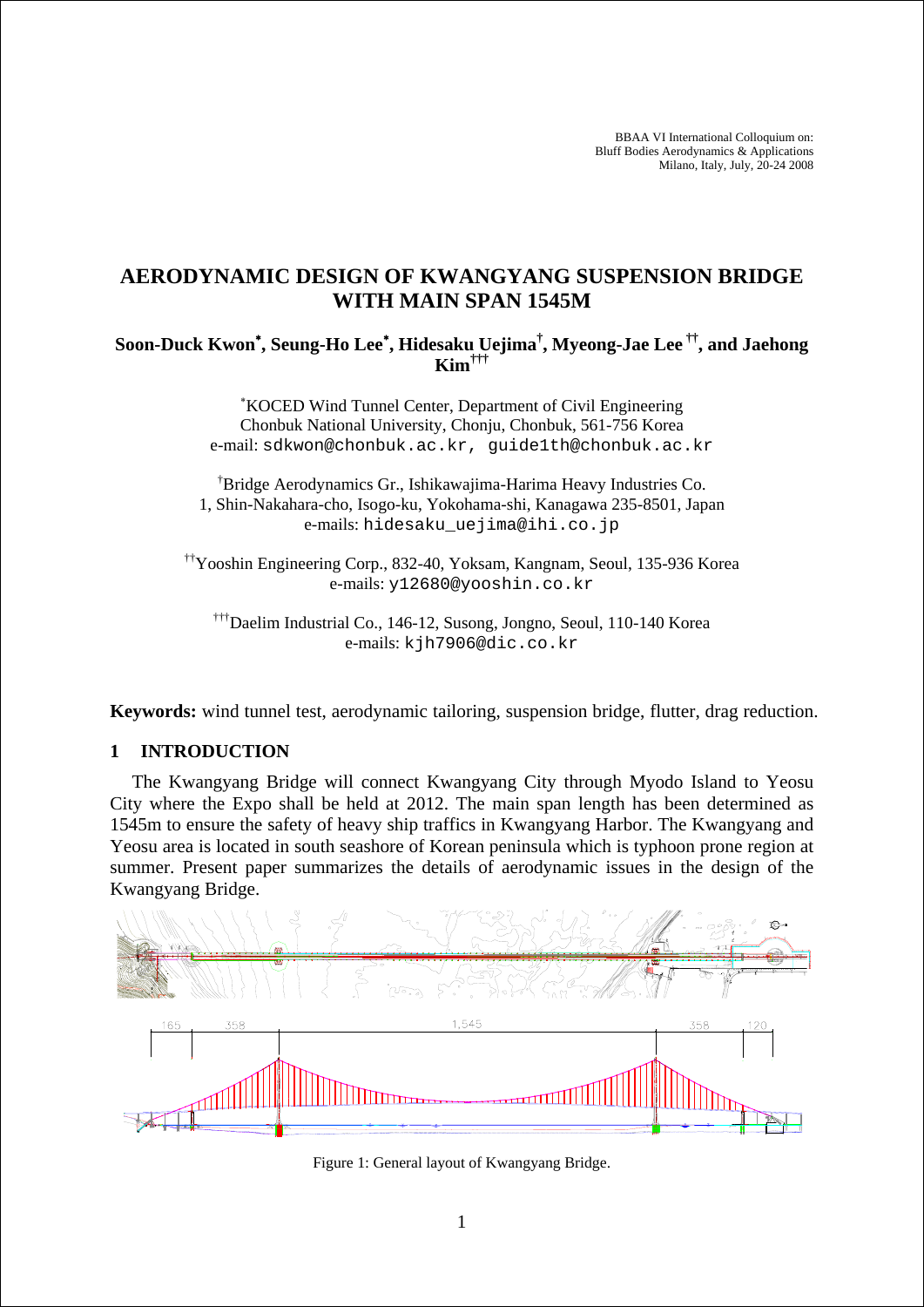# AERODYNAMIC DESIGN OF KWANGYANG SUSPENSION BRIDGE WITH MAIN SPAN 1545M

**Soon-Duck Kwon[*], Seung-Ho Lee[*], Hidesaku Uejima[†], Myeong-Jae Lee[††], and Jaehong Kim[†††]**

[*]KOCED Wind Tunnel Center, Department of Civil Engineering
Chonbuk National University, Chonju, Chonbuk, 561-756 Korea
e-mail: sdkwon@chonbuk.ac.kr, guide1th@chonbuk.ac.kr

[†]Bridge Aerodynamics Gr., Ishikawajima-Harima Heavy Industries Co.
1, Shin-Nakahara-cho, Isogo-ku, Yokohama-shi, Kanagawa 235-8501, Japan
e-mails: hidesaku_uejima@ihi.co.jp

[††]Yooshin Engineering Corp., 832-40, Yoksam, Kangnam, Seoul, 135-936 Korea
e-mails: y12680@yooshin.co.kr

[†††]Daelim Industrial Co., 146-12, Susong, Jongno, Seoul, 110-140 Korea
e-mails: kjh7906@dic.co.kr

**Keywords:** wind tunnel test, aerodynamic tailoring, suspension bridge, flutter, drag reduction.

## 1 INTRODUCTION

The Kwangyang Bridge will connect Kwangyang City through Myodo Island to Yeosu City where the Expo shall be held at 2012. The main span length has been determined as 1545m to ensure the safety of heavy ship traffics in Kwangyang Harbor. The Kwangyang and Yeosu area is located in south seashore of Korean peninsula which is typhoon prone region at summer. Present paper summarizes the details of aerodynamic issues in the design of the Kwangyang Bridge.

Figure 1: General layout of Kwangyang Bridge.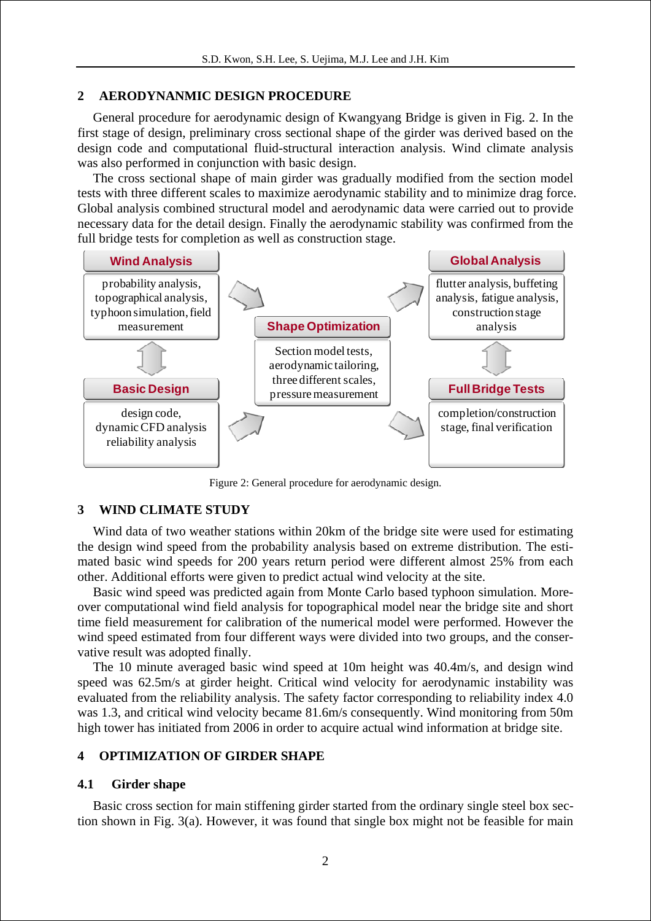## 2 AERODYNANMIC DESIGN PROCEDURE

General procedure for aerodynamic design of Kwangyang Bridge is given in Fig. 2. In the first stage of design, preliminary cross sectional shape of the girder was derived based on the design code and computational fluid-structural interaction analysis. Wind climate analysis was also performed in conjunction with basic design.

The cross sectional shape of main girder was gradually modified from the section model tests with three different scales to maximize aerodynamic stability and to minimize drag force. Global analysis combined structural model and aerodynamic data were carried out to provide necessary data for the detail design. Finally the aerodynamic stability was confirmed from the full bridge tests for completion as well as construction stage.

**Wind Analysis**
probability analysis, topographical analysis, typhoon simulation, field measurement

**Basic Design**
design code, dynamic CFD analysis reliability analysis

**Shape Optimization**
Section model tests, aerodynamic tailoring, three different scales, pressure measurement

**Global Analysis**
flutter analysis, buffeting analysis, fatigue analysis, construction stage analysis

**Full Bridge Tests**
completion/construction stage, final verification

Figure 2: General procedure for aerodynamic design.

## 3 WIND CLIMATE STUDY

Wind data of two weather stations within 20km of the bridge site were used for estimating the design wind speed from the probability analysis based on extreme distribution. The estimated basic wind speeds for 200 years return period were different almost 25% from each other. Additional efforts were given to predict actual wind velocity at the site.

Basic wind speed was predicted again from Monte Carlo based typhoon simulation. Moreover computational wind field analysis for topographical model near the bridge site and short time field measurement for calibration of the numerical model were performed. However the wind speed estimated from four different ways were divided into two groups, and the conservative result was adopted finally.

The 10 minute averaged basic wind speed at 10m height was 40.4m/s, and design wind speed was 62.5m/s at girder height. Critical wind velocity for aerodynamic instability was evaluated from the reliability analysis. The safety factor corresponding to reliability index 4.0 was 1.3, and critical wind velocity became 81.6m/s consequently. Wind monitoring from 50m high tower has initiated from 2006 in order to acquire actual wind information at bridge site.

## 4 OPTIMIZATION OF GIRDER SHAPE

### 4.1 Girder shape

Basic cross section for main stiffening girder started from the ordinary single steel box section shown in Fig. 3(a). However, it was found that single box might not be feasible for main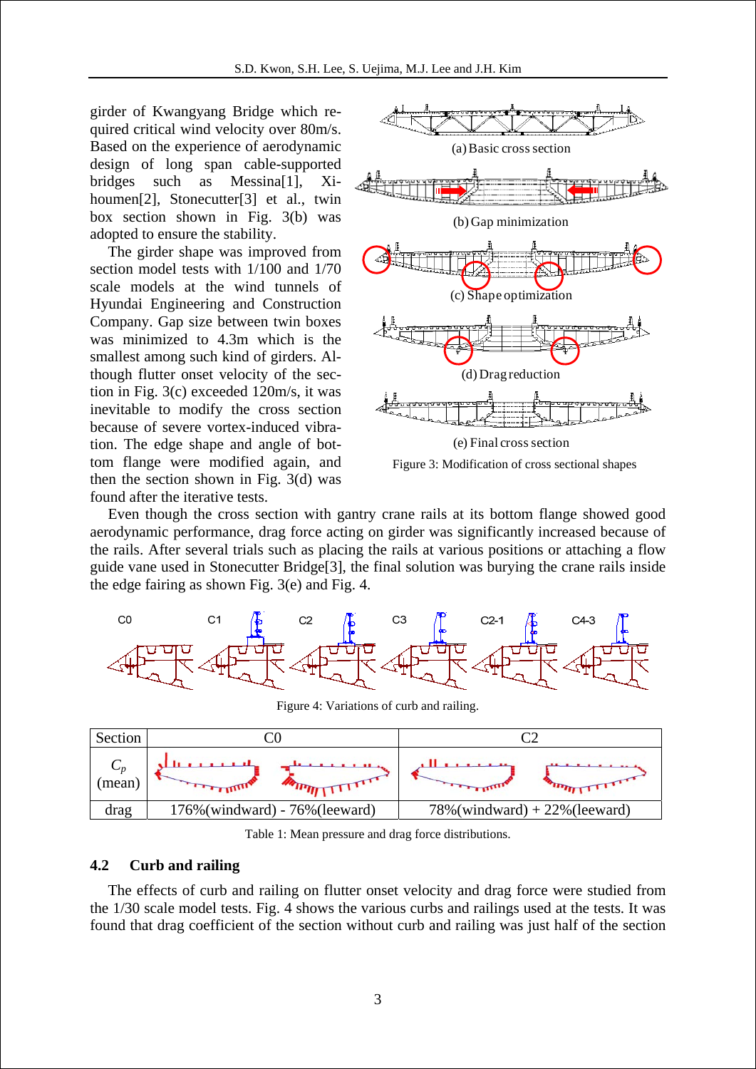girder of Kwangyang Bridge which required critical wind velocity over 80m/s. Based on the experience of aerodynamic design of long span cable-supported bridges such as Messina[1], Xihoumen[2], Stonecutter[3] et al., twin box section shown in Fig. 3(b) was adopted to ensure the stability.

The girder shape was improved from section model tests with 1/100 and 1/70 scale models at the wind tunnels of Hyundai Engineering and Construction Company. Gap size between twin boxes was minimized to 4.3m which is the smallest among such kind of girders. Although flutter onset velocity of the section in Fig. 3(c) exceeded 120m/s, it was inevitable to modify the cross section because of severe vortex-induced vibration. The edge shape and angle of bottom flange were modified again, and then the section shown in Fig. 3(d) was found after the iterative tests.

(a) Basic cross section

(b) Gap minimization

(c) Shape optimization

(d) Drag reduction

(e) Final cross section

Figure 3: Modification of cross sectional shapes

Even though the cross section with gantry crane rails at its bottom flange showed good aerodynamic performance, drag force acting on girder was significantly increased because of the rails. After several trials such as placing the rails at various positions or attaching a flow guide vane used in Stonecutter Bridge[3], the final solution was burying the crane rails inside the edge fairing as shown Fig. 3(e) and Fig. 4.

Figure 4: Variations of curb and railing.

| Section | C0 | C2 |
|---|---|---|
| $C_p$ (mean) | | |
| drag | 176%(windward) - 76%(leeward) | 78%(windward) + 22%(leeward) |

Table 1: Mean pressure and drag force distributions.

### 4.2 Curb and railing

The effects of curb and railing on flutter onset velocity and drag force were studied from the 1/30 scale model tests. Fig. 4 shows the various curbs and railings used at the tests. It was found that drag coefficient of the section without curb and railing was just half of the section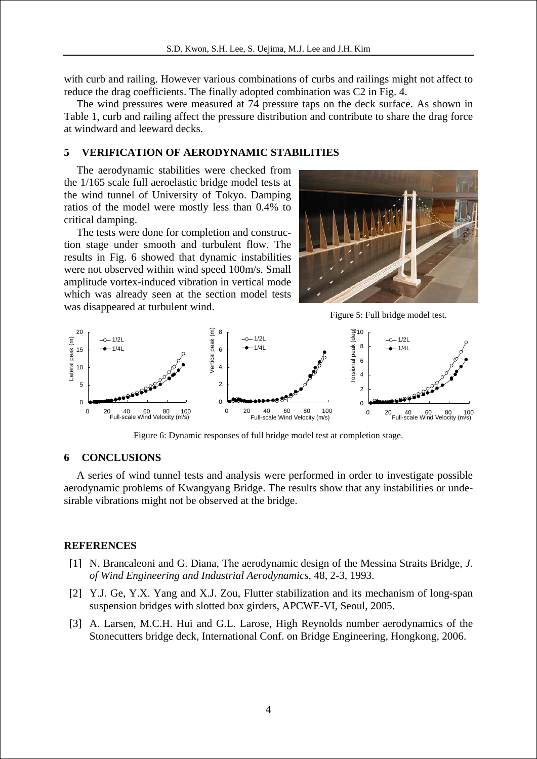with curb and railing. However various combinations of curbs and railings might not affect to reduce the drag coefficients. The finally adopted combination was C2 in Fig. 4.

The wind pressures were measured at 74 pressure taps on the deck surface. As shown in Table 1, curb and railing affect the pressure distribution and contribute to share the drag force at windward and leeward decks.

## 5 VERIFICATION OF AERODYNAMIC STABILITIES

The aerodynamic stabilities were checked from the 1/165 scale full aeroelastic bridge model tests at the wind tunnel of University of Tokyo. Damping ratios of the model were mostly less than 0.4% to critical damping.

The tests were done for completion and construction stage under smooth and turbulent flow. The results in Fig. 6 showed that dynamic instabilities were not observed within wind speed 100m/s. Small amplitude vortex-induced vibration in vertical mode which was already seen at the section model tests was disappeared at turbulent wind.

Figure 5: Full bridge model test.

Lateral peak (m)
20
15
10
5
0
0 20 40 60 80 100
Full-scale Wind Velocity (m/s)
1/2L
1/4L

Vertical peak (m)
8
6
4
2
0
0 20 40 60 80 100
Full-scale Wind Velocity (m/s)
1/2L
1/4L

Torsional peak (deg)
10
8
6
4
2
0
0 20 40 60 80 100
Full-scale Wind Velocity (m/s)
1/2L
1/4L

Figure 6: Dynamic responses of full bridge model test at completion stage.

## 6 CONCLUSIONS

A series of wind tunnel tests and analysis were performed in order to investigate possible aerodynamic problems of Kwangyang Bridge. The results show that any instabilities or undesirable vibrations might not be observed at the bridge.

## REFERENCES

[1] N. Brancaleoni and G. Diana, The aerodynamic design of the Messina Straits Bridge, *J. of Wind Engineering and Industrial Aerodynamics*, 48, 2-3, 1993.

[2] Y.J. Ge, Y.X. Yang and X.J. Zou, Flutter stabilization and its mechanism of long-span suspension bridges with slotted box girders, APCWE-VI, Seoul, 2005.

[3] A. Larsen, M.C.H. Hui and G.L. Larose, High Reynolds number aerodynamics of the Stonecutters bridge deck, International Conf. on Bridge Engineering, Hongkong, 2006.